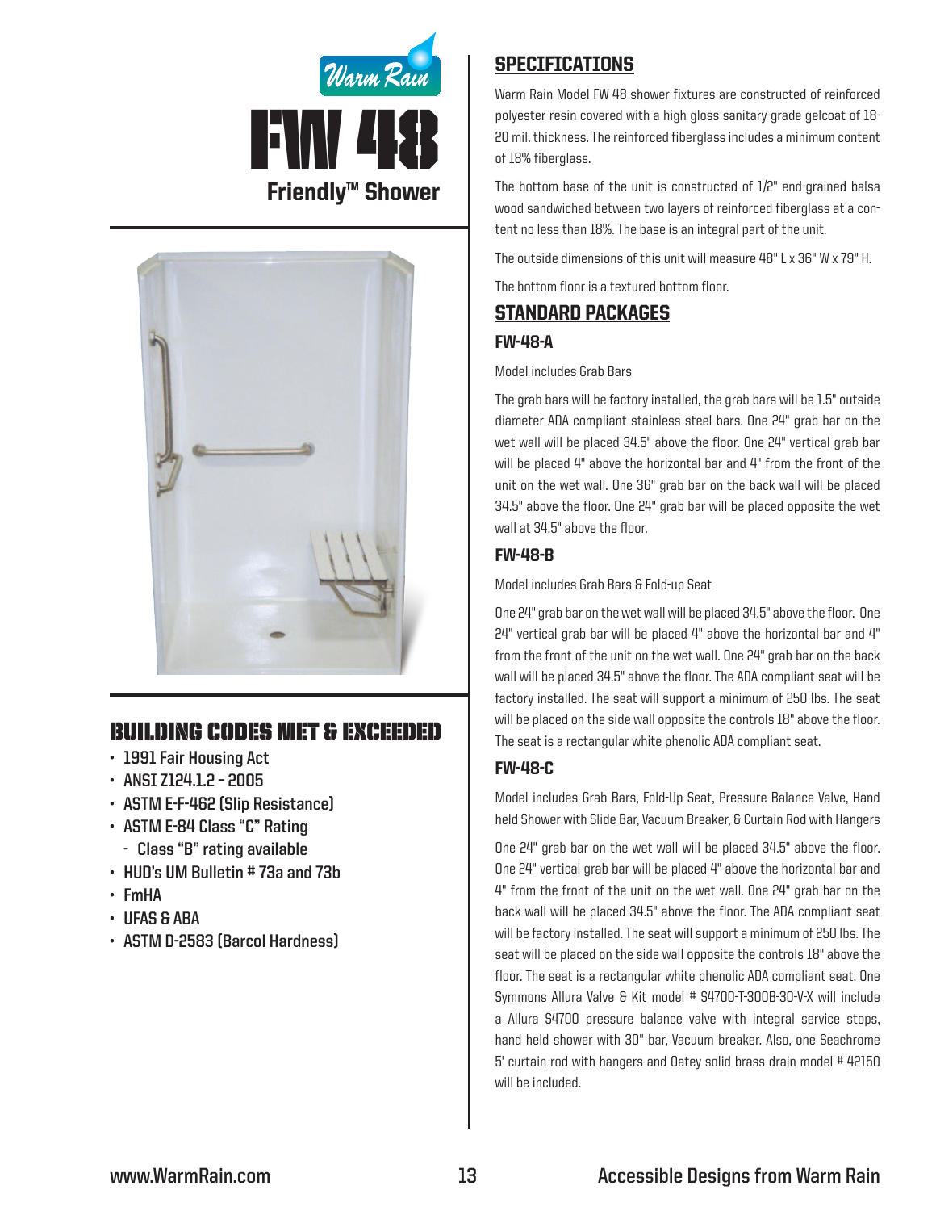Warm Rain

# FW 48

## Friendly™ Shower

## BUILDING CODES MET & EXCEEDED

- 1991 Fair Housing Act
- ANSI Z124.1.2 – 2005
- ASTM E-F-462 (Slip Resistance)
- ASTM E-84 Class "C" Rating
  - Class "B" rating available
- HUD's UM Bulletin # 73a and 73b
- FmHA
- UFAS & ABA
- ASTM D-2583 (Barcol Hardness)

## SPECIFICATIONS

Warm Rain Model FW 48 shower fixtures are constructed of reinforced polyester resin covered with a high gloss sanitary-grade gelcoat of 18-20 mil. thickness. The reinforced fiberglass includes a minimum content of 18% fiberglass.

The bottom base of the unit is constructed of 1/2" end-grained balsa wood sandwiched between two layers of reinforced fiberglass at a content no less than 18%. The base is an integral part of the unit.

The outside dimensions of this unit will measure 48" L x 36" W x 79" H.

The bottom floor is a textured bottom floor.

## STANDARD PACKAGES

### FW-48-A

Model includes Grab Bars

The grab bars will be factory installed, the grab bars will be 1.5" outside diameter ADA compliant stainless steel bars. One 24" grab bar on the wet wall will be placed 34.5" above the floor. One 24" vertical grab bar will be placed 4" above the horizontal bar and 4" from the front of the unit on the wet wall. One 36" grab bar on the back wall will be placed 34.5" above the floor. One 24" grab bar will be placed opposite the wet wall at 34.5" above the floor.

### FW-48-B

Model includes Grab Bars & Fold-up Seat

One 24" grab bar on the wet wall will be placed 34.5" above the floor. One 24" vertical grab bar will be placed 4" above the horizontal bar and 4" from the front of the unit on the wet wall. One 24" grab bar on the back wall will be placed 34.5" above the floor. The ADA compliant seat will be factory installed. The seat will support a minimum of 250 lbs. The seat will be placed on the side wall opposite the controls 18" above the floor. The seat is a rectangular white phenolic ADA compliant seat.

### FW-48-C

Model includes Grab Bars, Fold-Up Seat, Pressure Balance Valve, Hand held Shower with Slide Bar, Vacuum Breaker, & Curtain Rod with Hangers

One 24" grab bar on the wet wall will be placed 34.5" above the floor. One 24" vertical grab bar will be placed 4" above the horizontal bar and 4" from the front of the unit on the wet wall. One 24" grab bar on the back wall will be placed 34.5" above the floor. The ADA compliant seat will be factory installed. The seat will support a minimum of 250 lbs. The seat will be placed on the side wall opposite the controls 18" above the floor. The seat is a rectangular white phenolic ADA compliant seat. One Symmons Allura Valve & Kit model # S4700-T-300B-30-V-X will include a Allura S4700 pressure balance valve with integral service stops, hand held shower with 30" bar, Vacuum breaker. Also, one Seachrome 5' curtain rod with hangers and Oatey solid brass drain model # 42150 will be included.

www.WarmRain.com

Accessible Designs from Warm Rain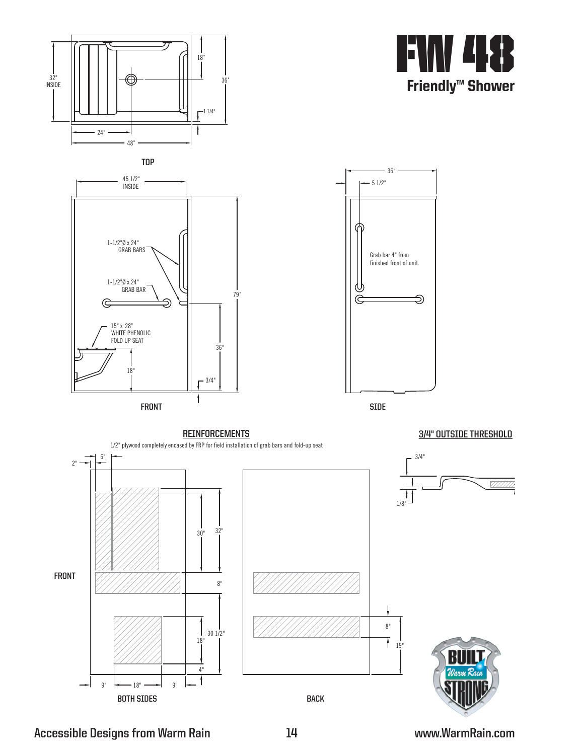# FW 48

## Friendly™ Shower

32" INSIDE

18"

36"

1 1/4"

24"

48"

TOP

45 1/2" INSIDE

1-1/2"Ø x 24" GRAB BARS

1-1/2"Ø x 24" GRAB BAR

15" x 28" WHITE PHENOLIC FOLD UP SEAT

18"

36"

3/4"

79"

FRONT

36"

5 1/2"

Grab bar 4" from finished front of unit.

SIDE

## REINFORCEMENTS

1/2" plywood completely encased by FRP for field installation of grab bars and fold-up seat

2"

6"

30"

32"

8"

30 1/2"

18"

4"

9"

18"

9"

FRONT

BOTH SIDES

8"

19"

BACK

## 3/4" OUTSIDE THRESHOLD

3/4"

1/8"

BUILT Warm Rain STRONG

Accessible Designs from Warm Rain

www.WarmRain.com